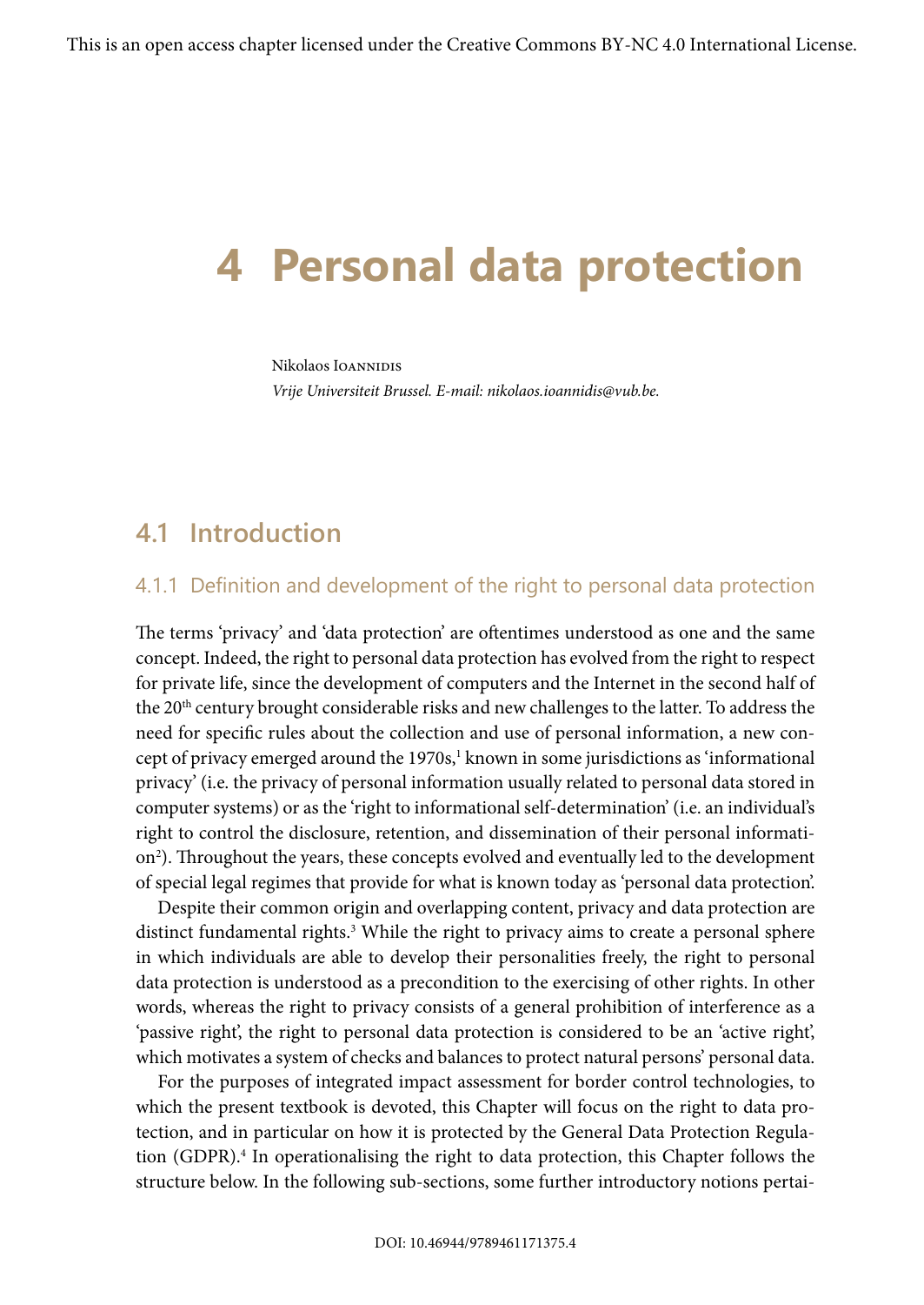This is an open access chapter licensed under the Creative Commons BY-NC 4.0 International License.

# 4 Personal data protection

Nikolaos Ioannidis
*Vrije Universiteit Brussel. E-mail: nikolaos.ioannidis@vub.be.*

## 4.1 Introduction

### 4.1.1 Definition and development of the right to personal data protection

The terms 'privacy' and 'data protection' are oftentimes understood as one and the same concept. Indeed, the right to personal data protection has evolved from the right to respect for private life, since the development of computers and the Internet in the second half of the 20th century brought considerable risks and new challenges to the latter. To address the need for specific rules about the collection and use of personal information, a new concept of privacy emerged around the 1970s,[1] known in some jurisdictions as 'informational privacy' (i.e. the privacy of personal information usually related to personal data stored in computer systems) or as the 'right to informational self-determination' (i.e. an individual's right to control the disclosure, retention, and dissemination of their personal information[2]). Throughout the years, these concepts evolved and eventually led to the development of special legal regimes that provide for what is known today as 'personal data protection'.

Despite their common origin and overlapping content, privacy and data protection are distinct fundamental rights.[3] While the right to privacy aims to create a personal sphere in which individuals are able to develop their personalities freely, the right to personal data protection is understood as a precondition to the exercising of other rights. In other words, whereas the right to privacy consists of a general prohibition of interference as a 'passive right', the right to personal data protection is considered to be an 'active right', which motivates a system of checks and balances to protect natural persons' personal data.

For the purposes of integrated impact assessment for border control technologies, to which the present textbook is devoted, this Chapter will focus on the right to data protection, and in particular on how it is protected by the General Data Protection Regulation (GDPR).[4] In operationalising the right to data protection, this Chapter follows the structure below. In the following sub-sections, some further introductory notions pertai-

DOI: 10.46944/9789461171375.4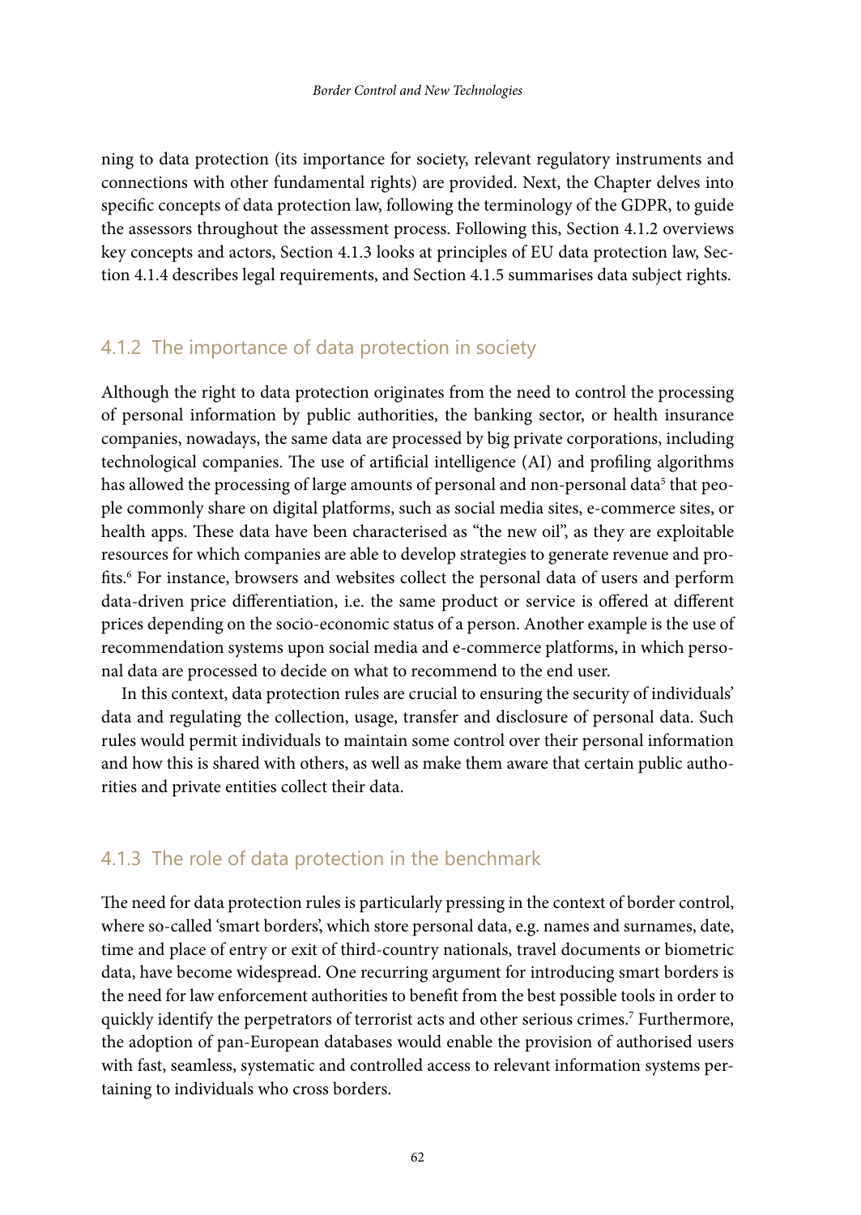ning to data protection (its importance for society, relevant regulatory instruments and connections with other fundamental rights) are provided. Next, the Chapter delves into specific concepts of data protection law, following the terminology of the GDPR, to guide the assessors throughout the assessment process. Following this, Section 4.1.2 overviews key concepts and actors, Section 4.1.3 looks at principles of EU data protection law, Section 4.1.4 describes legal requirements, and Section 4.1.5 summarises data subject rights.

### 4.1.2 The importance of data protection in society

Although the right to data protection originates from the need to control the processing of personal information by public authorities, the banking sector, or health insurance companies, nowadays, the same data are processed by big private corporations, including technological companies. The use of artificial intelligence (AI) and profiling algorithms has allowed the processing of large amounts of personal and non-personal data[5] that people commonly share on digital platforms, such as social media sites, e-commerce sites, or health apps. These data have been characterised as "the new oil", as they are exploitable resources for which companies are able to develop strategies to generate revenue and profits.[6] For instance, browsers and websites collect the personal data of users and perform data-driven price differentiation, i.e. the same product or service is offered at different prices depending on the socio-economic status of a person. Another example is the use of recommendation systems upon social media and e-commerce platforms, in which personal data are processed to decide on what to recommend to the end user.

In this context, data protection rules are crucial to ensuring the security of individuals' data and regulating the collection, usage, transfer and disclosure of personal data. Such rules would permit individuals to maintain some control over their personal information and how this is shared with others, as well as make them aware that certain public authorities and private entities collect their data.

### 4.1.3 The role of data protection in the benchmark

The need for data protection rules is particularly pressing in the context of border control, where so-called 'smart borders', which store personal data, e.g. names and surnames, date, time and place of entry or exit of third-country nationals, travel documents or biometric data, have become widespread. One recurring argument for introducing smart borders is the need for law enforcement authorities to benefit from the best possible tools in order to quickly identify the perpetrators of terrorist acts and other serious crimes.[7] Furthermore, the adoption of pan-European databases would enable the provision of authorised users with fast, seamless, systematic and controlled access to relevant information systems pertaining to individuals who cross borders.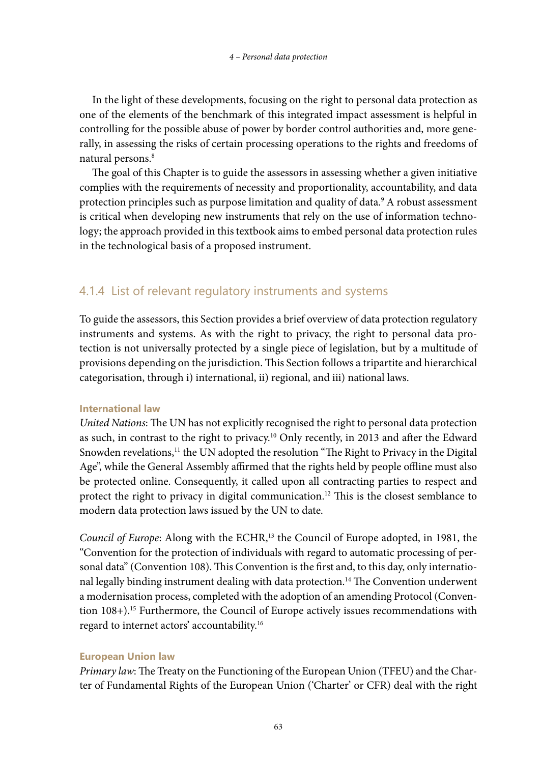In the light of these developments, focusing on the right to personal data protection as one of the elements of the benchmark of this integrated impact assessment is helpful in controlling for the possible abuse of power by border control authorities and, more generally, in assessing the risks of certain processing operations to the rights and freedoms of natural persons.[8]

The goal of this Chapter is to guide the assessors in assessing whether a given initiative complies with the requirements of necessity and proportionality, accountability, and data protection principles such as purpose limitation and quality of data.[9] A robust assessment is critical when developing new instruments that rely on the use of information technology; the approach provided in this textbook aims to embed personal data protection rules in the technological basis of a proposed instrument.

### 4.1.4 List of relevant regulatory instruments and systems

To guide the assessors, this Section provides a brief overview of data protection regulatory instruments and systems. As with the right to privacy, the right to personal data protection is not universally protected by a single piece of legislation, but by a multitude of provisions depending on the jurisdiction. This Section follows a tripartite and hierarchical categorisation, through i) international, ii) regional, and iii) national laws.

#### International law

*United Nations*: The UN has not explicitly recognised the right to personal data protection as such, in contrast to the right to privacy.[10] Only recently, in 2013 and after the Edward Snowden revelations,[11] the UN adopted the resolution "The Right to Privacy in the Digital Age", while the General Assembly affirmed that the rights held by people offline must also be protected online. Consequently, it called upon all contracting parties to respect and protect the right to privacy in digital communication.[12] This is the closest semblance to modern data protection laws issued by the UN to date.

*Council of Europe*: Along with the ECHR,[13] the Council of Europe adopted, in 1981, the "Convention for the protection of individuals with regard to automatic processing of personal data" (Convention 108). This Convention is the first and, to this day, only international legally binding instrument dealing with data protection.[14] The Convention underwent a modernisation process, completed with the adoption of an amending Protocol (Convention 108+).[15] Furthermore, the Council of Europe actively issues recommendations with regard to internet actors' accountability.[16]

#### European Union law

*Primary law*: The Treaty on the Functioning of the European Union (TFEU) and the Charter of Fundamental Rights of the European Union ('Charter' or CFR) deal with the right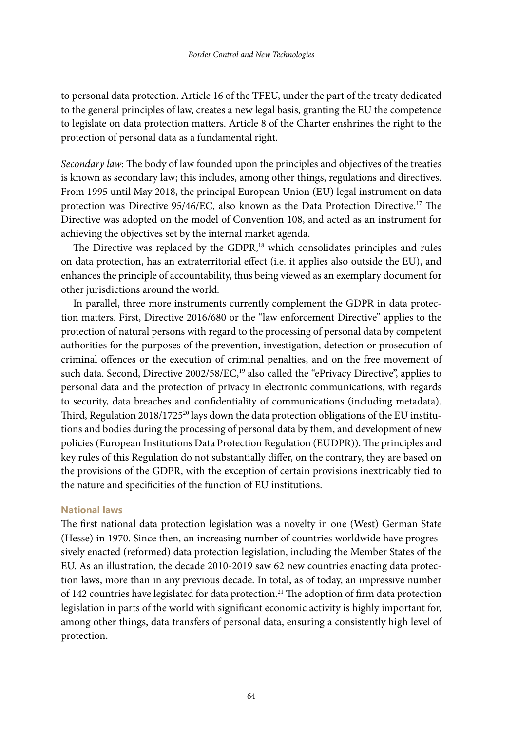to personal data protection. Article 16 of the TFEU, under the part of the treaty dedicated to the general principles of law, creates a new legal basis, granting the EU the competence to legislate on data protection matters. Article 8 of the Charter enshrines the right to the protection of personal data as a fundamental right.

*Secondary law*: The body of law founded upon the principles and objectives of the treaties is known as secondary law; this includes, among other things, regulations and directives. From 1995 until May 2018, the principal European Union (EU) legal instrument on data protection was Directive 95/46/EC, also known as the Data Protection Directive.[17] The Directive was adopted on the model of Convention 108, and acted as an instrument for achieving the objectives set by the internal market agenda.

The Directive was replaced by the GDPR,[18] which consolidates principles and rules on data protection, has an extraterritorial effect (i.e. it applies also outside the EU), and enhances the principle of accountability, thus being viewed as an exemplary document for other jurisdictions around the world.

In parallel, three more instruments currently complement the GDPR in data protection matters. First, Directive 2016/680 or the "law enforcement Directive" applies to the protection of natural persons with regard to the processing of personal data by competent authorities for the purposes of the prevention, investigation, detection or prosecution of criminal offences or the execution of criminal penalties, and on the free movement of such data. Second, Directive 2002/58/EC,[19] also called the "ePrivacy Directive", applies to personal data and the protection of privacy in electronic communications, with regards to security, data breaches and confidentiality of communications (including metadata). Third, Regulation 2018/1725[20] lays down the data protection obligations of the EU institutions and bodies during the processing of personal data by them, and development of new policies (European Institutions Data Protection Regulation (EUDPR)). The principles and key rules of this Regulation do not substantially differ, on the contrary, they are based on the provisions of the GDPR, with the exception of certain provisions inextricably tied to the nature and specificities of the function of EU institutions.

### National laws

The first national data protection legislation was a novelty in one (West) German State (Hesse) in 1970. Since then, an increasing number of countries worldwide have progressively enacted (reformed) data protection legislation, including the Member States of the EU. As an illustration, the decade 2010-2019 saw 62 new countries enacting data protection laws, more than in any previous decade. In total, as of today, an impressive number of 142 countries have legislated for data protection.[21] The adoption of firm data protection legislation in parts of the world with significant economic activity is highly important for, among other things, data transfers of personal data, ensuring a consistently high level of protection.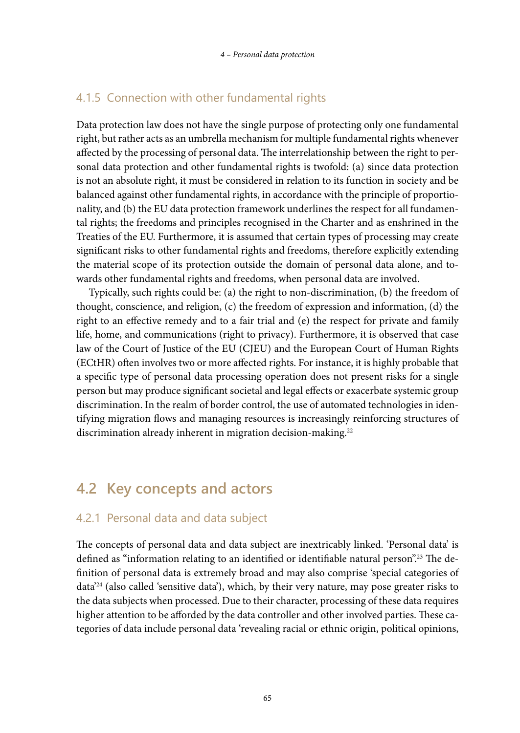### 4.1.5 Connection with other fundamental rights

Data protection law does not have the single purpose of protecting only one fundamental right, but rather acts as an umbrella mechanism for multiple fundamental rights whenever affected by the processing of personal data. The interrelationship between the right to personal data protection and other fundamental rights is twofold: (a) since data protection is not an absolute right, it must be considered in relation to its function in society and be balanced against other fundamental rights, in accordance with the principle of proportionality, and (b) the EU data protection framework underlines the respect for all fundamental rights; the freedoms and principles recognised in the Charter and as enshrined in the Treaties of the EU. Furthermore, it is assumed that certain types of processing may create significant risks to other fundamental rights and freedoms, therefore explicitly extending the material scope of its protection outside the domain of personal data alone, and towards other fundamental rights and freedoms, when personal data are involved.

Typically, such rights could be: (a) the right to non-discrimination, (b) the freedom of thought, conscience, and religion, (c) the freedom of expression and information, (d) the right to an effective remedy and to a fair trial and (e) the respect for private and family life, home, and communications (right to privacy). Furthermore, it is observed that case law of the Court of Justice of the EU (CJEU) and the European Court of Human Rights (ECtHR) often involves two or more affected rights. For instance, it is highly probable that a specific type of personal data processing operation does not present risks for a single person but may produce significant societal and legal effects or exacerbate systemic group discrimination. In the realm of border control, the use of automated technologies in identifying migration flows and managing resources is increasingly reinforcing structures of discrimination already inherent in migration decision-making.[22]

## 4.2 Key concepts and actors

### 4.2.1 Personal data and data subject

The concepts of personal data and data subject are inextricably linked. 'Personal data' is defined as "information relating to an identified or identifiable natural person".[23] The definition of personal data is extremely broad and may also comprise 'special categories of data'[24] (also called 'sensitive data'), which, by their very nature, may pose greater risks to the data subjects when processed. Due to their character, processing of these data requires higher attention to be afforded by the data controller and other involved parties. These categories of data include personal data 'revealing racial or ethnic origin, political opinions,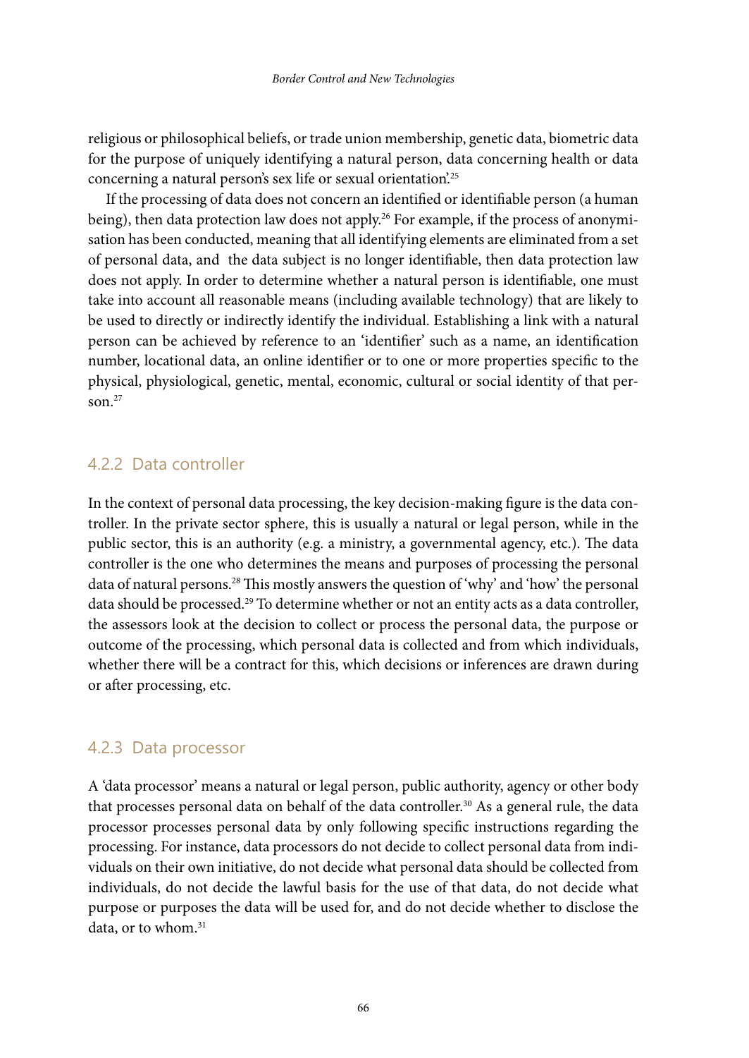religious or philosophical beliefs, or trade union membership, genetic data, biometric data for the purpose of uniquely identifying a natural person, data concerning health or data concerning a natural person's sex life or sexual orientation'.[25]

If the processing of data does not concern an identified or identifiable person (a human being), then data protection law does not apply.[26] For example, if the process of anonymisation has been conducted, meaning that all identifying elements are eliminated from a set of personal data, and the data subject is no longer identifiable, then data protection law does not apply. In order to determine whether a natural person is identifiable, one must take into account all reasonable means (including available technology) that are likely to be used to directly or indirectly identify the individual. Establishing a link with a natural person can be achieved by reference to an 'identifier' such as a name, an identification number, locational data, an online identifier or to one or more properties specific to the physical, physiological, genetic, mental, economic, cultural or social identity of that person.[27]

### 4.2.2 Data controller

In the context of personal data processing, the key decision-making figure is the data controller. In the private sector sphere, this is usually a natural or legal person, while in the public sector, this is an authority (e.g. a ministry, a governmental agency, etc.). The data controller is the one who determines the means and purposes of processing the personal data of natural persons.[28] This mostly answers the question of 'why' and 'how' the personal data should be processed.[29] To determine whether or not an entity acts as a data controller, the assessors look at the decision to collect or process the personal data, the purpose or outcome of the processing, which personal data is collected and from which individuals, whether there will be a contract for this, which decisions or inferences are drawn during or after processing, etc.

### 4.2.3 Data processor

A 'data processor' means a natural or legal person, public authority, agency or other body that processes personal data on behalf of the data controller.[30] As a general rule, the data processor processes personal data by only following specific instructions regarding the processing. For instance, data processors do not decide to collect personal data from individuals on their own initiative, do not decide what personal data should be collected from individuals, do not decide the lawful basis for the use of that data, do not decide what purpose or purposes the data will be used for, and do not decide whether to disclose the data, or to whom.[31]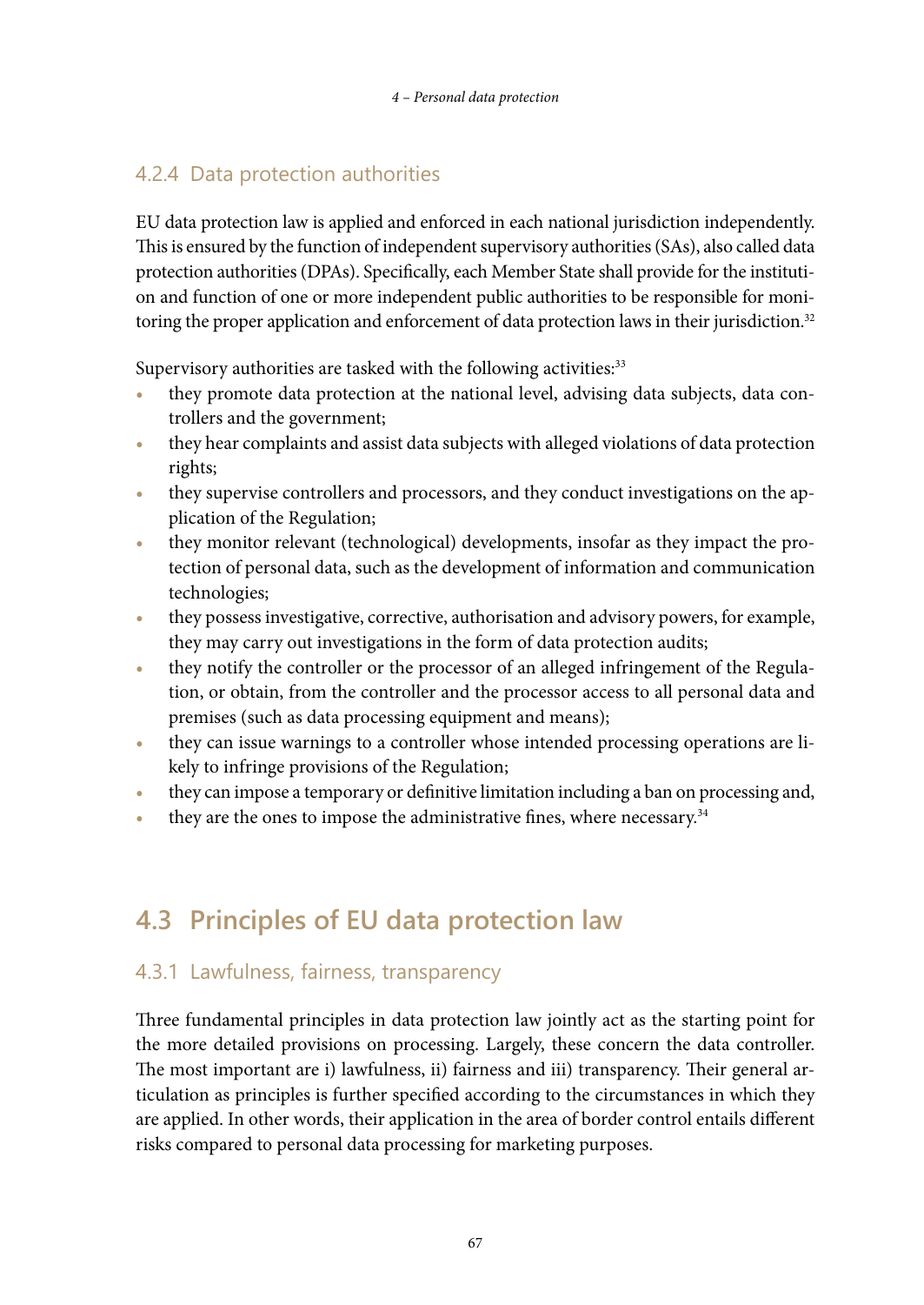### 4.2.4 Data protection authorities

EU data protection law is applied and enforced in each national jurisdiction independently. This is ensured by the function of independent supervisory authorities (SAs), also called data protection authorities (DPAs). Specifically, each Member State shall provide for the institution and function of one or more independent public authorities to be responsible for monitoring the proper application and enforcement of data protection laws in their jurisdiction.[32]

Supervisory authorities are tasked with the following activities:[33]

- they promote data protection at the national level, advising data subjects, data controllers and the government;
- they hear complaints and assist data subjects with alleged violations of data protection rights;
- they supervise controllers and processors, and they conduct investigations on the application of the Regulation;
- they monitor relevant (technological) developments, insofar as they impact the protection of personal data, such as the development of information and communication technologies;
- they possess investigative, corrective, authorisation and advisory powers, for example, they may carry out investigations in the form of data protection audits;
- they notify the controller or the processor of an alleged infringement of the Regulation, or obtain, from the controller and the processor access to all personal data and premises (such as data processing equipment and means);
- they can issue warnings to a controller whose intended processing operations are likely to infringe provisions of the Regulation;
- they can impose a temporary or definitive limitation including a ban on processing and,
- they are the ones to impose the administrative fines, where necessary.[34]

## 4.3 Principles of EU data protection law

### 4.3.1 Lawfulness, fairness, transparency

Three fundamental principles in data protection law jointly act as the starting point for the more detailed provisions on processing. Largely, these concern the data controller. The most important are i) lawfulness, ii) fairness and iii) transparency. Their general articulation as principles is further specified according to the circumstances in which they are applied. In other words, their application in the area of border control entails different risks compared to personal data processing for marketing purposes.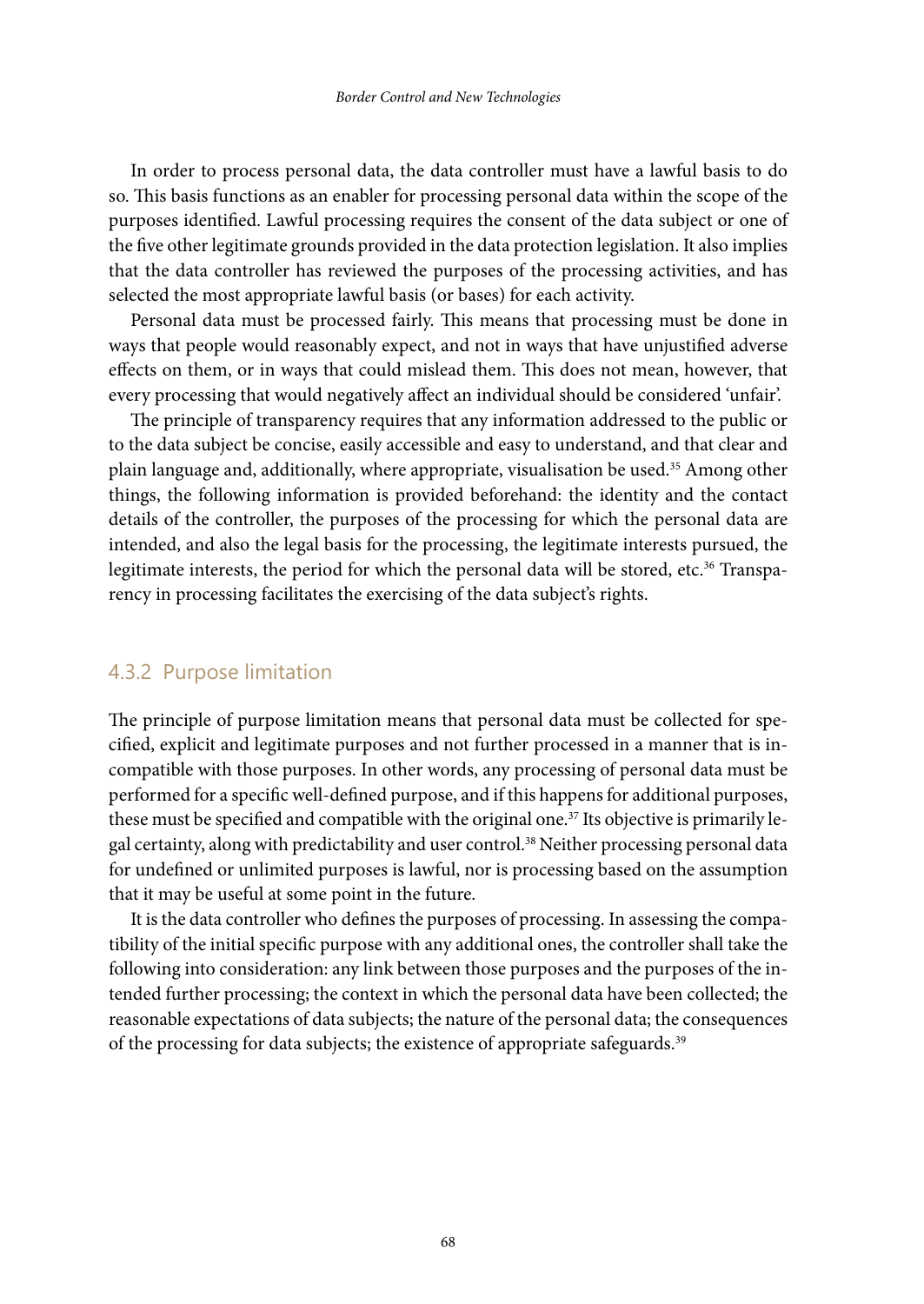In order to process personal data, the data controller must have a lawful basis to do so. This basis functions as an enabler for processing personal data within the scope of the purposes identified. Lawful processing requires the consent of the data subject or one of the five other legitimate grounds provided in the data protection legislation. It also implies that the data controller has reviewed the purposes of the processing activities, and has selected the most appropriate lawful basis (or bases) for each activity.

Personal data must be processed fairly. This means that processing must be done in ways that people would reasonably expect, and not in ways that have unjustified adverse effects on them, or in ways that could mislead them. This does not mean, however, that every processing that would negatively affect an individual should be considered 'unfair'.

The principle of transparency requires that any information addressed to the public or to the data subject be concise, easily accessible and easy to understand, and that clear and plain language and, additionally, where appropriate, visualisation be used.[35] Among other things, the following information is provided beforehand: the identity and the contact details of the controller, the purposes of the processing for which the personal data are intended, and also the legal basis for the processing, the legitimate interests pursued, the legitimate interests, the period for which the personal data will be stored, etc.[36] Transparency in processing facilitates the exercising of the data subject's rights.

### 4.3.2 Purpose limitation

The principle of purpose limitation means that personal data must be collected for specified, explicit and legitimate purposes and not further processed in a manner that is incompatible with those purposes. In other words, any processing of personal data must be performed for a specific well-defined purpose, and if this happens for additional purposes, these must be specified and compatible with the original one.[37] Its objective is primarily legal certainty, along with predictability and user control.[38] Neither processing personal data for undefined or unlimited purposes is lawful, nor is processing based on the assumption that it may be useful at some point in the future.

It is the data controller who defines the purposes of processing. In assessing the compatibility of the initial specific purpose with any additional ones, the controller shall take the following into consideration: any link between those purposes and the purposes of the intended further processing; the context in which the personal data have been collected; the reasonable expectations of data subjects; the nature of the personal data; the consequences of the processing for data subjects; the existence of appropriate safeguards.[39]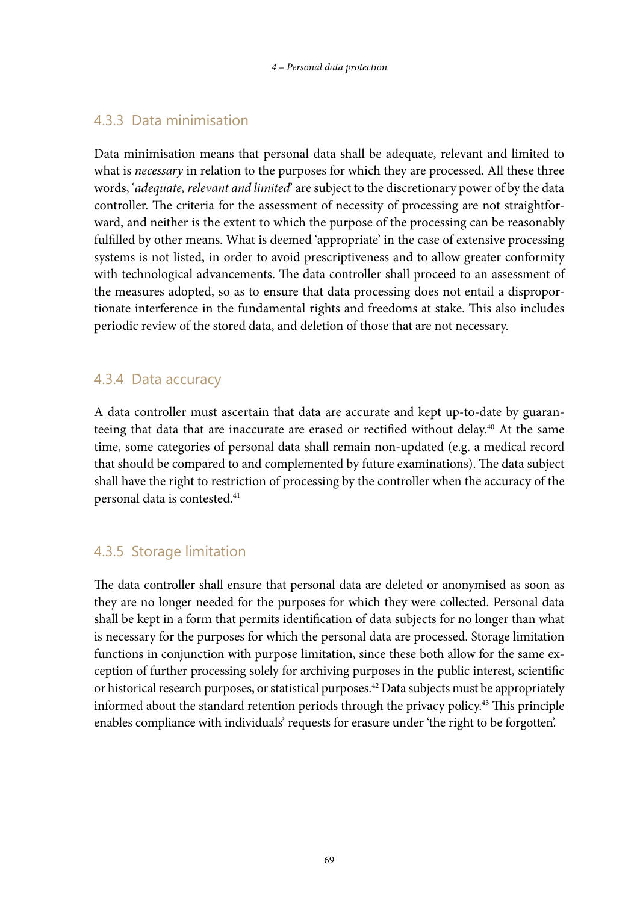### 4.3.3 Data minimisation

Data minimisation means that personal data shall be adequate, relevant and limited to what is *necessary* in relation to the purposes for which they are processed. All these three words, '*adequate, relevant and limited*' are subject to the discretionary power of by the data controller. The criteria for the assessment of necessity of processing are not straightforward, and neither is the extent to which the purpose of the processing can be reasonably fulfilled by other means. What is deemed 'appropriate' in the case of extensive processing systems is not listed, in order to avoid prescriptiveness and to allow greater conformity with technological advancements. The data controller shall proceed to an assessment of the measures adopted, so as to ensure that data processing does not entail a disproportionate interference in the fundamental rights and freedoms at stake. This also includes periodic review of the stored data, and deletion of those that are not necessary.

### 4.3.4 Data accuracy

A data controller must ascertain that data are accurate and kept up-to-date by guaranteeing that data that are inaccurate are erased or rectified without delay.[40] At the same time, some categories of personal data shall remain non-updated (e.g. a medical record that should be compared to and complemented by future examinations). The data subject shall have the right to restriction of processing by the controller when the accuracy of the personal data is contested.[41]

### 4.3.5 Storage limitation

The data controller shall ensure that personal data are deleted or anonymised as soon as they are no longer needed for the purposes for which they were collected. Personal data shall be kept in a form that permits identification of data subjects for no longer than what is necessary for the purposes for which the personal data are processed. Storage limitation functions in conjunction with purpose limitation, since these both allow for the same exception of further processing solely for archiving purposes in the public interest, scientific or historical research purposes, or statistical purposes.[42] Data subjects must be appropriately informed about the standard retention periods through the privacy policy.[43] This principle enables compliance with individuals' requests for erasure under 'the right to be forgotten'.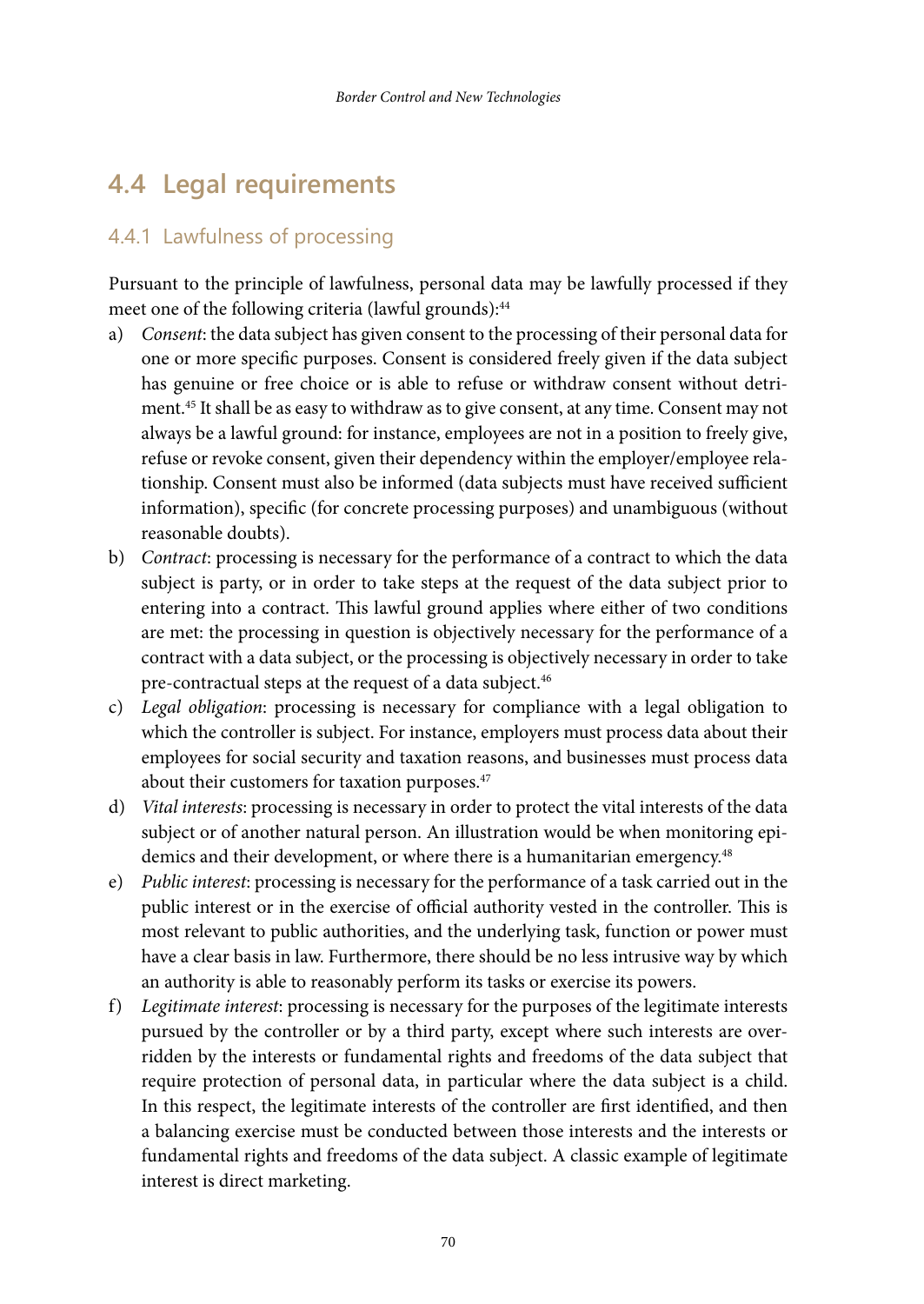## 4.4 Legal requirements

### 4.4.1 Lawfulness of processing

Pursuant to the principle of lawfulness, personal data may be lawfully processed if they meet one of the following criteria (lawful grounds):[44]

a) *Consent*: the data subject has given consent to the processing of their personal data for one or more specific purposes. Consent is considered freely given if the data subject has genuine or free choice or is able to refuse or withdraw consent without detriment.[45] It shall be as easy to withdraw as to give consent, at any time. Consent may not always be a lawful ground: for instance, employees are not in a position to freely give, refuse or revoke consent, given their dependency within the employer/employee relationship. Consent must also be informed (data subjects must have received sufficient information), specific (for concrete processing purposes) and unambiguous (without reasonable doubts).

b) *Contract*: processing is necessary for the performance of a contract to which the data subject is party, or in order to take steps at the request of the data subject prior to entering into a contract. This lawful ground applies where either of two conditions are met: the processing in question is objectively necessary for the performance of a contract with a data subject, or the processing is objectively necessary in order to take pre-contractual steps at the request of a data subject.[46]

c) *Legal obligation*: processing is necessary for compliance with a legal obligation to which the controller is subject. For instance, employers must process data about their employees for social security and taxation reasons, and businesses must process data about their customers for taxation purposes.[47]

d) *Vital interests*: processing is necessary in order to protect the vital interests of the data subject or of another natural person. An illustration would be when monitoring epidemics and their development, or where there is a humanitarian emergency.[48]

e) *Public interest*: processing is necessary for the performance of a task carried out in the public interest or in the exercise of official authority vested in the controller. This is most relevant to public authorities, and the underlying task, function or power must have a clear basis in law. Furthermore, there should be no less intrusive way by which an authority is able to reasonably perform its tasks or exercise its powers.

f) *Legitimate interest*: processing is necessary for the purposes of the legitimate interests pursued by the controller or by a third party, except where such interests are overridden by the interests or fundamental rights and freedoms of the data subject that require protection of personal data, in particular where the data subject is a child. In this respect, the legitimate interests of the controller are first identified, and then a balancing exercise must be conducted between those interests and the interests or fundamental rights and freedoms of the data subject. A classic example of legitimate interest is direct marketing.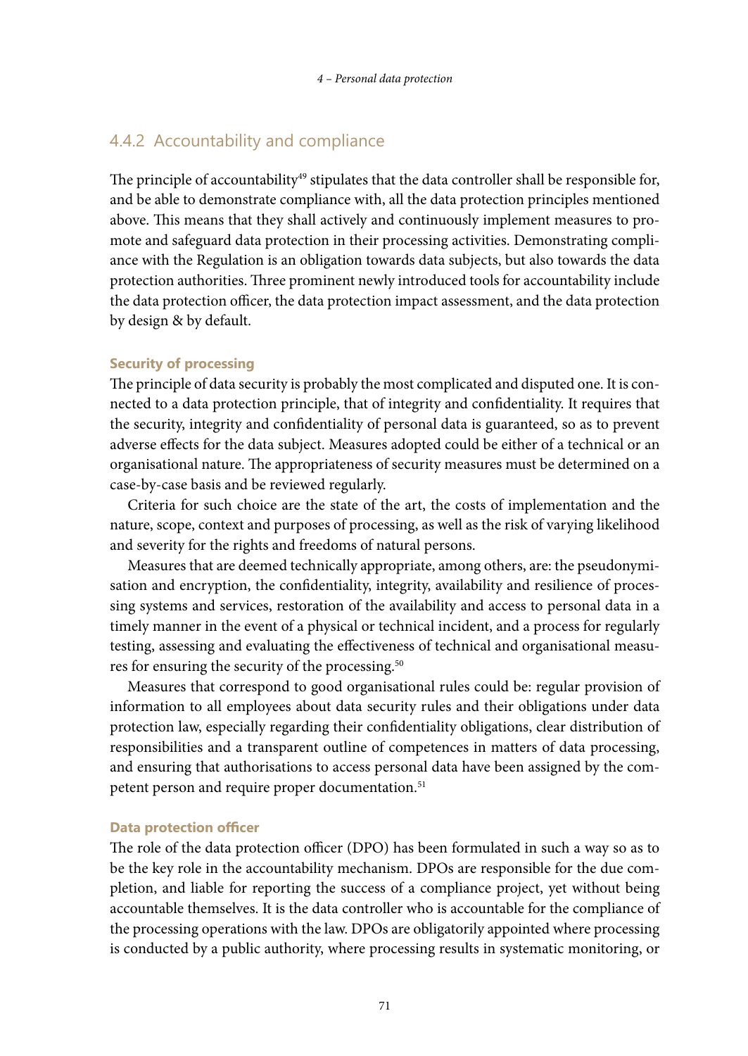### 4.4.2 Accountability and compliance

The principle of accountability[49] stipulates that the data controller shall be responsible for, and be able to demonstrate compliance with, all the data protection principles mentioned above. This means that they shall actively and continuously implement measures to promote and safeguard data protection in their processing activities. Demonstrating compliance with the Regulation is an obligation towards data subjects, but also towards the data protection authorities. Three prominent newly introduced tools for accountability include the data protection officer, the data protection impact assessment, and the data protection by design & by default.

#### Security of processing

The principle of data security is probably the most complicated and disputed one. It is connected to a data protection principle, that of integrity and confidentiality. It requires that the security, integrity and confidentiality of personal data is guaranteed, so as to prevent adverse effects for the data subject. Measures adopted could be either of a technical or an organisational nature. The appropriateness of security measures must be determined on a case-by-case basis and be reviewed regularly.

Criteria for such choice are the state of the art, the costs of implementation and the nature, scope, context and purposes of processing, as well as the risk of varying likelihood and severity for the rights and freedoms of natural persons.

Measures that are deemed technically appropriate, among others, are: the pseudonymisation and encryption, the confidentiality, integrity, availability and resilience of processing systems and services, restoration of the availability and access to personal data in a timely manner in the event of a physical or technical incident, and a process for regularly testing, assessing and evaluating the effectiveness of technical and organisational measures for ensuring the security of the processing.[50]

Measures that correspond to good organisational rules could be: regular provision of information to all employees about data security rules and their obligations under data protection law, especially regarding their confidentiality obligations, clear distribution of responsibilities and a transparent outline of competences in matters of data processing, and ensuring that authorisations to access personal data have been assigned by the competent person and require proper documentation.[51]

#### Data protection officer

The role of the data protection officer (DPO) has been formulated in such a way so as to be the key role in the accountability mechanism. DPOs are responsible for the due completion, and liable for reporting the success of a compliance project, yet without being accountable themselves. It is the data controller who is accountable for the compliance of the processing operations with the law. DPOs are obligatorily appointed where processing is conducted by a public authority, where processing results in systematic monitoring, or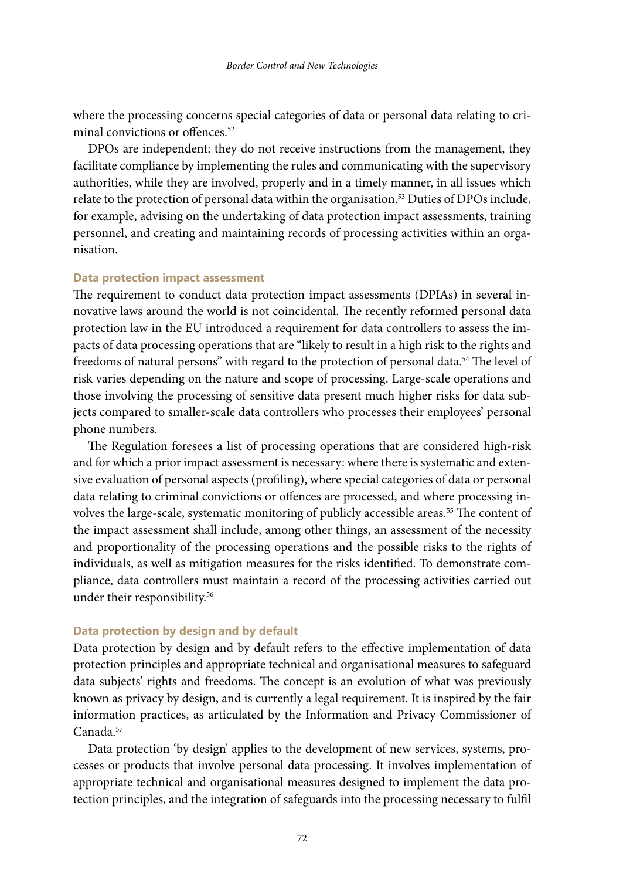where the processing concerns special categories of data or personal data relating to criminal convictions or offences.[52]

DPOs are independent: they do not receive instructions from the management, they facilitate compliance by implementing the rules and communicating with the supervisory authorities, while they are involved, properly and in a timely manner, in all issues which relate to the protection of personal data within the organisation.[53] Duties of DPOs include, for example, advising on the undertaking of data protection impact assessments, training personnel, and creating and maintaining records of processing activities within an organisation.

#### Data protection impact assessment

The requirement to conduct data protection impact assessments (DPIAs) in several innovative laws around the world is not coincidental. The recently reformed personal data protection law in the EU introduced a requirement for data controllers to assess the impacts of data processing operations that are "likely to result in a high risk to the rights and freedoms of natural persons" with regard to the protection of personal data.[54] The level of risk varies depending on the nature and scope of processing. Large-scale operations and those involving the processing of sensitive data present much higher risks for data subjects compared to smaller-scale data controllers who processes their employees' personal phone numbers.

The Regulation foresees a list of processing operations that are considered high-risk and for which a prior impact assessment is necessary: where there is systematic and extensive evaluation of personal aspects (profiling), where special categories of data or personal data relating to criminal convictions or offences are processed, and where processing involves the large-scale, systematic monitoring of publicly accessible areas.[55] The content of the impact assessment shall include, among other things, an assessment of the necessity and proportionality of the processing operations and the possible risks to the rights of individuals, as well as mitigation measures for the risks identified. To demonstrate compliance, data controllers must maintain a record of the processing activities carried out under their responsibility.[56]

#### Data protection by design and by default

Data protection by design and by default refers to the effective implementation of data protection principles and appropriate technical and organisational measures to safeguard data subjects' rights and freedoms. The concept is an evolution of what was previously known as privacy by design, and is currently a legal requirement. It is inspired by the fair information practices, as articulated by the Information and Privacy Commissioner of Canada.[57]

Data protection 'by design' applies to the development of new services, systems, processes or products that involve personal data processing. It involves implementation of appropriate technical and organisational measures designed to implement the data protection principles, and the integration of safeguards into the processing necessary to fulfil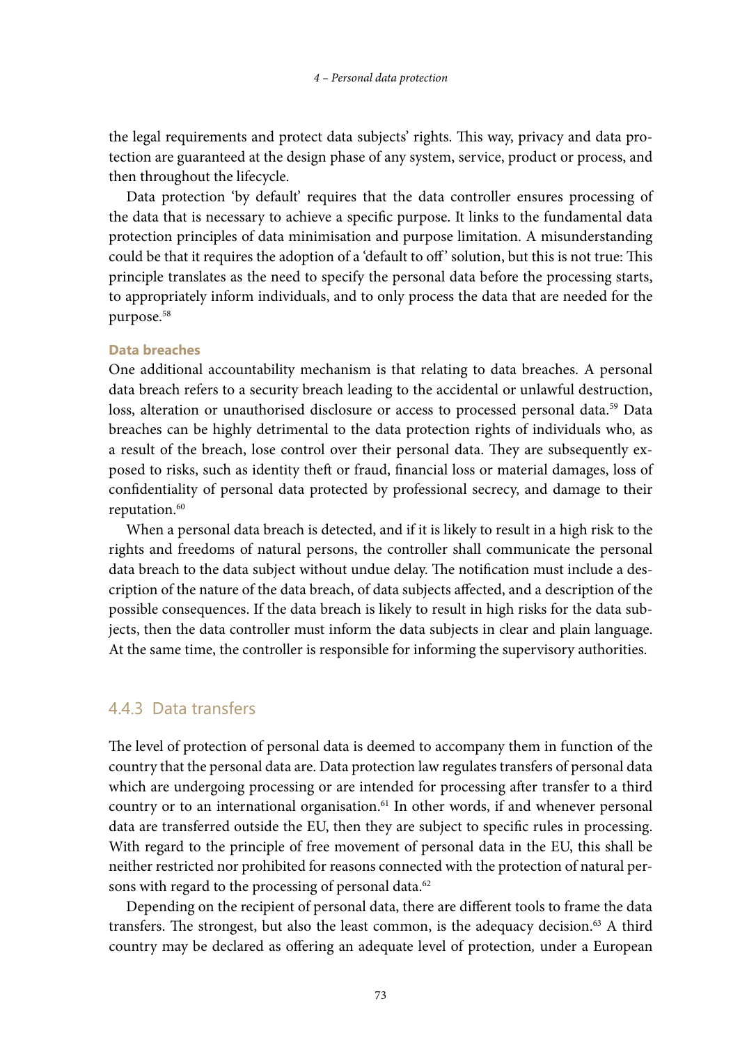the legal requirements and protect data subjects' rights. This way, privacy and data protection are guaranteed at the design phase of any system, service, product or process, and then throughout the lifecycle.

Data protection 'by default' requires that the data controller ensures processing of the data that is necessary to achieve a specific purpose. It links to the fundamental data protection principles of data minimisation and purpose limitation. A misunderstanding could be that it requires the adoption of a 'default to off' solution, but this is not true: This principle translates as the need to specify the personal data before the processing starts, to appropriately inform individuals, and to only process the data that are needed for the purpose.[58]

**Data breaches**

One additional accountability mechanism is that relating to data breaches. A personal data breach refers to a security breach leading to the accidental or unlawful destruction, loss, alteration or unauthorised disclosure or access to processed personal data.[59] Data breaches can be highly detrimental to the data protection rights of individuals who, as a result of the breach, lose control over their personal data. They are subsequently exposed to risks, such as identity theft or fraud, financial loss or material damages, loss of confidentiality of personal data protected by professional secrecy, and damage to their reputation.[60]

When a personal data breach is detected, and if it is likely to result in a high risk to the rights and freedoms of natural persons, the controller shall communicate the personal data breach to the data subject without undue delay. The notification must include a description of the nature of the data breach, of data subjects affected, and a description of the possible consequences. If the data breach is likely to result in high risks for the data subjects, then the data controller must inform the data subjects in clear and plain language. At the same time, the controller is responsible for informing the supervisory authorities.

### 4.4.3 Data transfers

The level of protection of personal data is deemed to accompany them in function of the country that the personal data are. Data protection law regulates transfers of personal data which are undergoing processing or are intended for processing after transfer to a third country or to an international organisation.[61] In other words, if and whenever personal data are transferred outside the EU, then they are subject to specific rules in processing. With regard to the principle of free movement of personal data in the EU, this shall be neither restricted nor prohibited for reasons connected with the protection of natural persons with regard to the processing of personal data.[62]

Depending on the recipient of personal data, there are different tools to frame the data transfers. The strongest, but also the least common, is the adequacy decision.[63] A third country may be declared as offering an adequate level of protection, under a European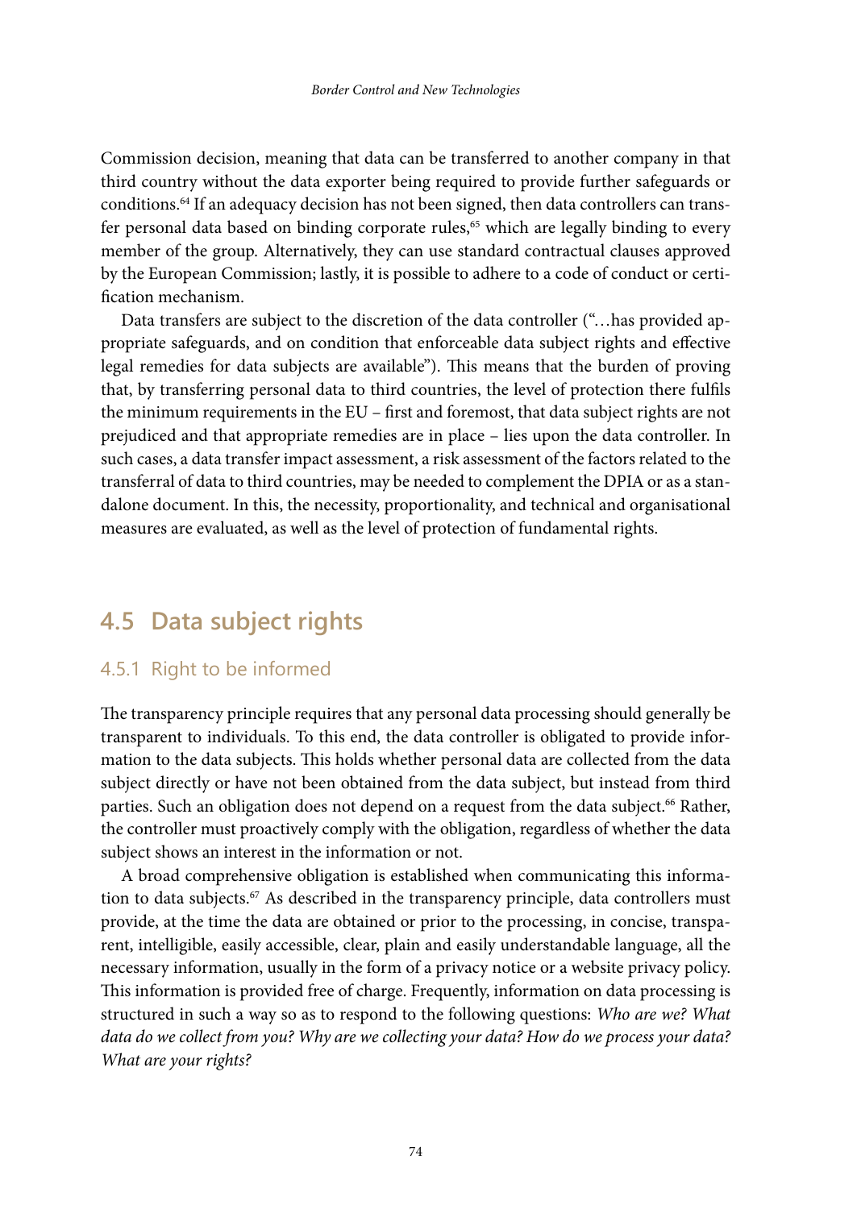Commission decision, meaning that data can be transferred to another company in that third country without the data exporter being required to provide further safeguards or conditions.[64] If an adequacy decision has not been signed, then data controllers can transfer personal data based on binding corporate rules,[65] which are legally binding to every member of the group. Alternatively, they can use standard contractual clauses approved by the European Commission; lastly, it is possible to adhere to a code of conduct or certification mechanism.

Data transfers are subject to the discretion of the data controller ("…has provided appropriate safeguards, and on condition that enforceable data subject rights and effective legal remedies for data subjects are available"). This means that the burden of proving that, by transferring personal data to third countries, the level of protection there fulfils the minimum requirements in the EU – first and foremost, that data subject rights are not prejudiced and that appropriate remedies are in place – lies upon the data controller. In such cases, a data transfer impact assessment, a risk assessment of the factors related to the transferral of data to third countries, may be needed to complement the DPIA or as a standalone document. In this, the necessity, proportionality, and technical and organisational measures are evaluated, as well as the level of protection of fundamental rights.

## 4.5 Data subject rights

### 4.5.1 Right to be informed

The transparency principle requires that any personal data processing should generally be transparent to individuals. To this end, the data controller is obligated to provide information to the data subjects. This holds whether personal data are collected from the data subject directly or have not been obtained from the data subject, but instead from third parties. Such an obligation does not depend on a request from the data subject.[66] Rather, the controller must proactively comply with the obligation, regardless of whether the data subject shows an interest in the information or not.

A broad comprehensive obligation is established when communicating this information to data subjects.[67] As described in the transparency principle, data controllers must provide, at the time the data are obtained or prior to the processing, in concise, transparent, intelligible, easily accessible, clear, plain and easily understandable language, all the necessary information, usually in the form of a privacy notice or a website privacy policy. This information is provided free of charge. Frequently, information on data processing is structured in such a way so as to respond to the following questions: *Who are we? What data do we collect from you? Why are we collecting your data? How do we process your data? What are your rights?*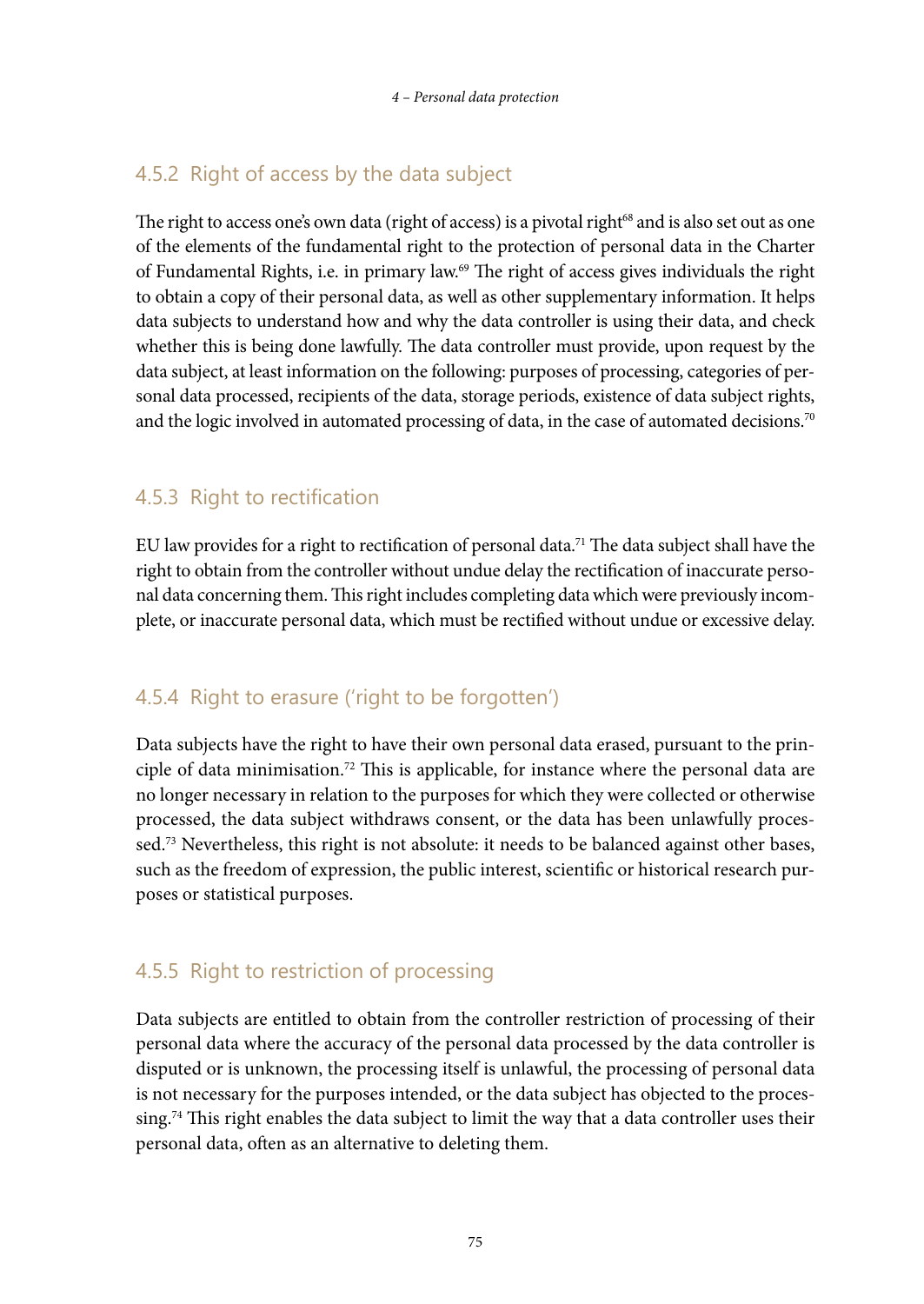### 4.5.2 Right of access by the data subject

The right to access one's own data (right of access) is a pivotal right[68] and is also set out as one of the elements of the fundamental right to the protection of personal data in the Charter of Fundamental Rights, i.e. in primary law.[69] The right of access gives individuals the right to obtain a copy of their personal data, as well as other supplementary information. It helps data subjects to understand how and why the data controller is using their data, and check whether this is being done lawfully. The data controller must provide, upon request by the data subject, at least information on the following: purposes of processing, categories of personal data processed, recipients of the data, storage periods, existence of data subject rights, and the logic involved in automated processing of data, in the case of automated decisions.[70]

### 4.5.3 Right to rectification

EU law provides for a right to rectification of personal data.[71] The data subject shall have the right to obtain from the controller without undue delay the rectification of inaccurate personal data concerning them. This right includes completing data which were previously incomplete, or inaccurate personal data, which must be rectified without undue or excessive delay.

### 4.5.4 Right to erasure ('right to be forgotten')

Data subjects have the right to have their own personal data erased, pursuant to the principle of data minimisation.[72] This is applicable, for instance where the personal data are no longer necessary in relation to the purposes for which they were collected or otherwise processed, the data subject withdraws consent, or the data has been unlawfully processed.[73] Nevertheless, this right is not absolute: it needs to be balanced against other bases, such as the freedom of expression, the public interest, scientific or historical research purposes or statistical purposes.

### 4.5.5 Right to restriction of processing

Data subjects are entitled to obtain from the controller restriction of processing of their personal data where the accuracy of the personal data processed by the data controller is disputed or is unknown, the processing itself is unlawful, the processing of personal data is not necessary for the purposes intended, or the data subject has objected to the processing.[74] This right enables the data subject to limit the way that a data controller uses their personal data, often as an alternative to deleting them.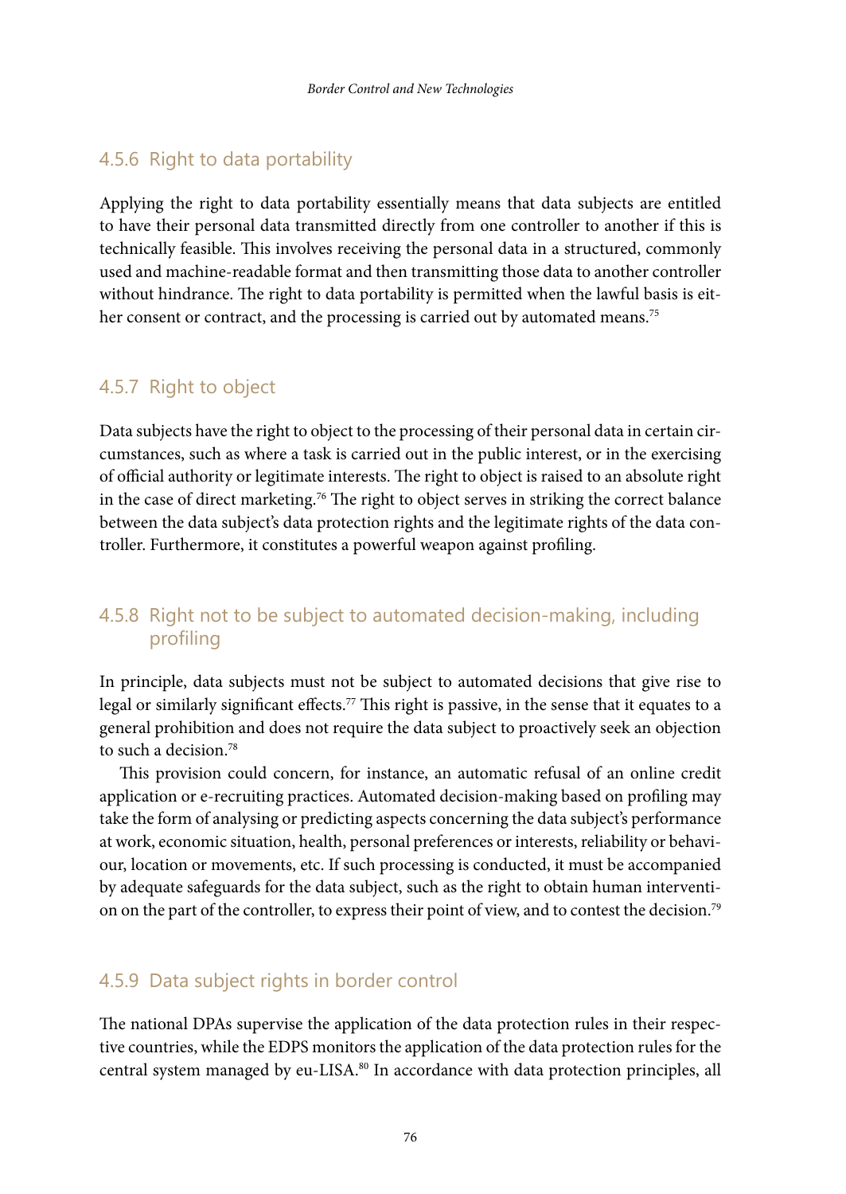### 4.5.6 Right to data portability

Applying the right to data portability essentially means that data subjects are entitled to have their personal data transmitted directly from one controller to another if this is technically feasible. This involves receiving the personal data in a structured, commonly used and machine-readable format and then transmitting those data to another controller without hindrance. The right to data portability is permitted when the lawful basis is either consent or contract, and the processing is carried out by automated means.[75]

### 4.5.7 Right to object

Data subjects have the right to object to the processing of their personal data in certain circumstances, such as where a task is carried out in the public interest, or in the exercising of official authority or legitimate interests. The right to object is raised to an absolute right in the case of direct marketing.[76] The right to object serves in striking the correct balance between the data subject's data protection rights and the legitimate rights of the data controller. Furthermore, it constitutes a powerful weapon against profiling.

### 4.5.8 Right not to be subject to automated decision-making, including profiling

In principle, data subjects must not be subject to automated decisions that give rise to legal or similarly significant effects.[77] This right is passive, in the sense that it equates to a general prohibition and does not require the data subject to proactively seek an objection to such a decision.[78]

This provision could concern, for instance, an automatic refusal of an online credit application or e-recruiting practices. Automated decision-making based on profiling may take the form of analysing or predicting aspects concerning the data subject's performance at work, economic situation, health, personal preferences or interests, reliability or behaviour, location or movements, etc. If such processing is conducted, it must be accompanied by adequate safeguards for the data subject, such as the right to obtain human intervention on the part of the controller, to express their point of view, and to contest the decision.[79]

### 4.5.9 Data subject rights in border control

The national DPAs supervise the application of the data protection rules in their respective countries, while the EDPS monitors the application of the data protection rules for the central system managed by eu-LISA.[80] In accordance with data protection principles, all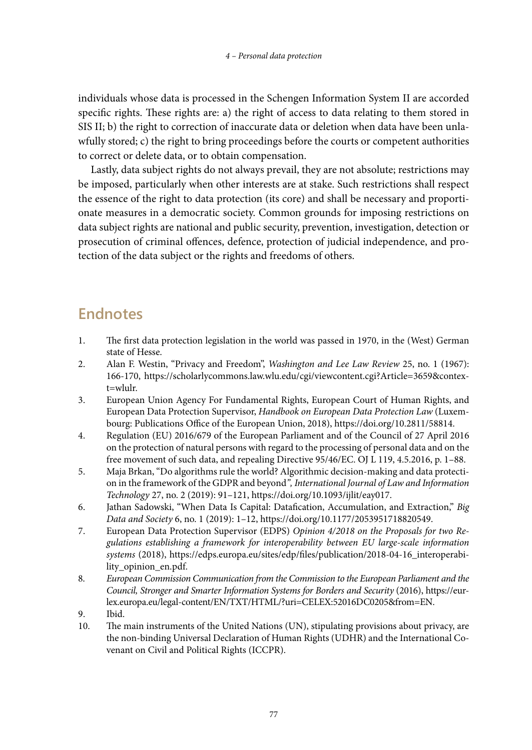individuals whose data is processed in the Schengen Information System II are accorded specific rights. These rights are: a) the right of access to data relating to them stored in SIS II; b) the right to correction of inaccurate data or deletion when data have been unlawfully stored; c) the right to bring proceedings before the courts or competent authorities to correct or delete data, or to obtain compensation.

Lastly, data subject rights do not always prevail, they are not absolute; restrictions may be imposed, particularly when other interests are at stake. Such restrictions shall respect the essence of the right to data protection (its core) and shall be necessary and proportionate measures in a democratic society. Common grounds for imposing restrictions on data subject rights are national and public security, prevention, investigation, detection or prosecution of criminal offences, defence, protection of judicial independence, and protection of the data subject or the rights and freedoms of others.

## Endnotes

1. The first data protection legislation in the world was passed in 1970, in the (West) German state of Hesse.
2. Alan F. Westin, "Privacy and Freedom", *Washington and Lee Law Review* 25, no. 1 (1967): 166-170, https://scholarlycommons.law.wlu.edu/cgi/viewcontent.cgi?Article=3659&context=wlulr.
3. European Union Agency For Fundamental Rights, European Court of Human Rights, and European Data Protection Supervisor, *Handbook on European Data Protection Law* (Luxembourg: Publications Office of the European Union, 2018), https://doi.org/10.2811/58814.
4. Regulation (EU) 2016/679 of the European Parliament and of the Council of 27 April 2016 on the protection of natural persons with regard to the processing of personal data and on the free movement of such data, and repealing Directive 95/46/EC. OJ L 119, 4.5.2016, p. 1–88.
5. Maja Brkan, "Do algorithms rule the world? Algorithmic decision-making and data protection in the framework of the GDPR and beyond*", International Journal of Law and Information Technology* 27, no. 2 (2019): 91–121, https://doi.org/10.1093/ijlit/eay017.
6. Jathan Sadowski, "When Data Is Capital: Datafication, Accumulation, and Extraction," *Big Data and Society* 6, no. 1 (2019): 1–12, https://doi.org/10.1177/2053951718820549.
7. European Data Protection Supervisor (EDPS) *Opinion 4/2018 on the Proposals for two Regulations establishing a framework for interoperability between EU large-scale information systems* (2018), https://edps.europa.eu/sites/edp/files/publication/2018-04-16_interoperability_opinion_en.pdf.
8. *European Commission Communication from the Commission to the European Parliament and the Council, Stronger and Smarter Information Systems for Borders and Security* (2016), https://eur-lex.europa.eu/legal-content/EN/TXT/HTML/?uri=CELEX:52016DC0205&from=EN.
9. Ibid.
10. The main instruments of the United Nations (UN), stipulating provisions about privacy, are the non-binding Universal Declaration of Human Rights (UDHR) and the International Covenant on Civil and Political Rights (ICCPR).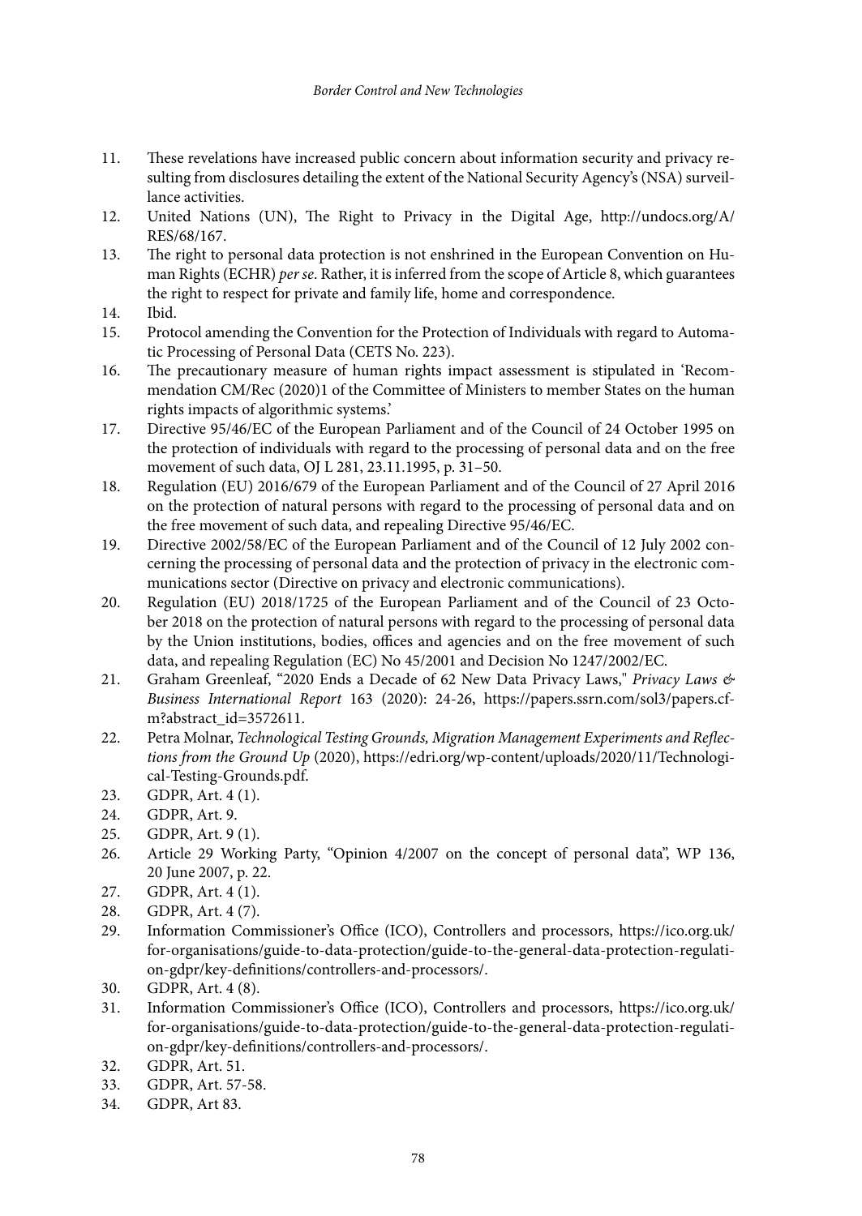11. These revelations have increased public concern about information security and privacy resulting from disclosures detailing the extent of the National Security Agency's (NSA) surveillance activities.
12. United Nations (UN), The Right to Privacy in the Digital Age, http://undocs.org/A/RES/68/167.
13. The right to personal data protection is not enshrined in the European Convention on Human Rights (ECHR) *per se*. Rather, it is inferred from the scope of Article 8, which guarantees the right to respect for private and family life, home and correspondence.
14. Ibid.
15. Protocol amending the Convention for the Protection of Individuals with regard to Automatic Processing of Personal Data (CETS No. 223).
16. The precautionary measure of human rights impact assessment is stipulated in 'Recommendation CM/Rec (2020)1 of the Committee of Ministers to member States on the human rights impacts of algorithmic systems.'
17. Directive 95/46/EC of the European Parliament and of the Council of 24 October 1995 on the protection of individuals with regard to the processing of personal data and on the free movement of such data, OJ L 281, 23.11.1995, p. 31–50.
18. Regulation (EU) 2016/679 of the European Parliament and of the Council of 27 April 2016 on the protection of natural persons with regard to the processing of personal data and on the free movement of such data, and repealing Directive 95/46/EC.
19. Directive 2002/58/EC of the European Parliament and of the Council of 12 July 2002 concerning the processing of personal data and the protection of privacy in the electronic communications sector (Directive on privacy and electronic communications).
20. Regulation (EU) 2018/1725 of the European Parliament and of the Council of 23 October 2018 on the protection of natural persons with regard to the processing of personal data by the Union institutions, bodies, offices and agencies and on the free movement of such data, and repealing Regulation (EC) No 45/2001 and Decision No 1247/2002/EC.
21. Graham Greenleaf, "2020 Ends a Decade of 62 New Data Privacy Laws," *Privacy Laws & Business International Report* 163 (2020): 24-26, https://papers.ssrn.com/sol3/papers.cfm?abstract_id=3572611.
22. Petra Molnar, *Technological Testing Grounds, Migration Management Experiments and Reflections from the Ground Up* (2020), https://edri.org/wp-content/uploads/2020/11/Technological-Testing-Grounds.pdf.
23. GDPR, Art. 4 (1).
24. GDPR, Art. 9.
25. GDPR, Art. 9 (1).
26. Article 29 Working Party, "Opinion 4/2007 on the concept of personal data", WP 136, 20 June 2007, p. 22.
27. GDPR, Art. 4 (1).
28. GDPR, Art. 4 (7).
29. Information Commissioner's Office (ICO), Controllers and processors, https://ico.org.uk/for-organisations/guide-to-data-protection/guide-to-the-general-data-protection-regulation-gdpr/key-definitions/controllers-and-processors/.
30. GDPR, Art. 4 (8).
31. Information Commissioner's Office (ICO), Controllers and processors, https://ico.org.uk/for-organisations/guide-to-data-protection/guide-to-the-general-data-protection-regulation-gdpr/key-definitions/controllers-and-processors/.
32. GDPR, Art. 51.
33. GDPR, Art. 57-58.
34. GDPR, Art 83.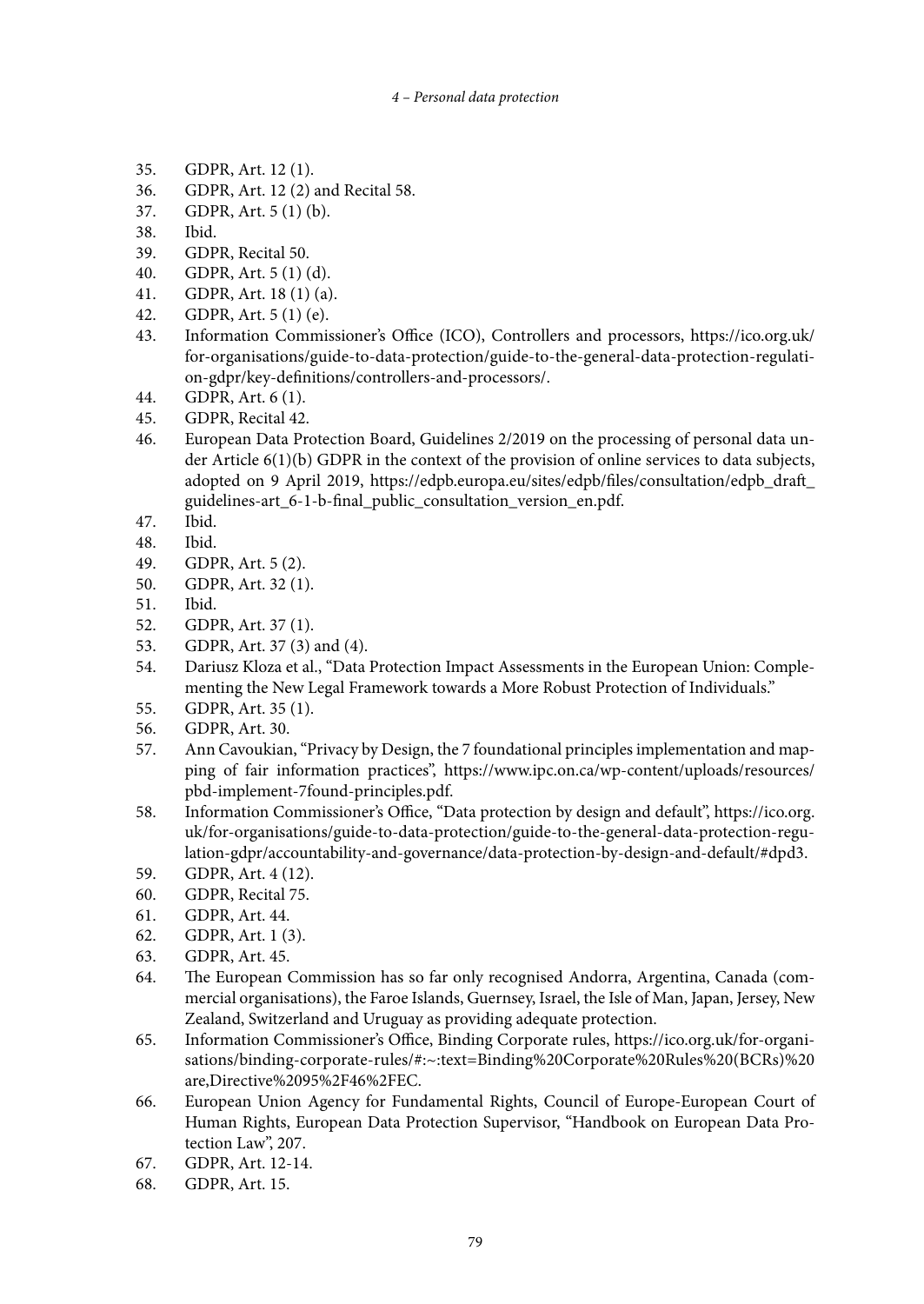35. GDPR, Art. 12 (1).
36. GDPR, Art. 12 (2) and Recital 58.
37. GDPR, Art. 5 (1) (b).
38. Ibid.
39. GDPR, Recital 50.
40. GDPR, Art. 5 (1) (d).
41. GDPR, Art. 18 (1) (a).
42. GDPR, Art. 5 (1) (e).
43. Information Commissioner's Office (ICO), Controllers and processors, https://ico.org.uk/for-organisations/guide-to-data-protection/guide-to-the-general-data-protection-regulation-gdpr/key-definitions/controllers-and-processors/.
44. GDPR, Art. 6 (1).
45. GDPR, Recital 42.
46. European Data Protection Board, Guidelines 2/2019 on the processing of personal data under Article 6(1)(b) GDPR in the context of the provision of online services to data subjects, adopted on 9 April 2019, https://edpb.europa.eu/sites/edpb/files/consultation/edpb_draft_guidelines-art_6-1-b-final_public_consultation_version_en.pdf.
47. Ibid.
48. Ibid.
49. GDPR, Art. 5 (2).
50. GDPR, Art. 32 (1).
51. Ibid.
52. GDPR, Art. 37 (1).
53. GDPR, Art. 37 (3) and (4).
54. Dariusz Kloza et al., "Data Protection Impact Assessments in the European Union: Complementing the New Legal Framework towards a More Robust Protection of Individuals."
55. GDPR, Art. 35 (1).
56. GDPR, Art. 30.
57. Ann Cavoukian, "Privacy by Design, the 7 foundational principles implementation and mapping of fair information practices", https://www.ipc.on.ca/wp-content/uploads/resources/pbd-implement-7found-principles.pdf.
58. Information Commissioner's Office, "Data protection by design and default", https://ico.org.uk/for-organisations/guide-to-data-protection/guide-to-the-general-data-protection-regulation-gdpr/accountability-and-governance/data-protection-by-design-and-default/#dpd3.
59. GDPR, Art. 4 (12).
60. GDPR, Recital 75.
61. GDPR, Art. 44.
62. GDPR, Art. 1 (3).
63. GDPR, Art. 45.
64. The European Commission has so far only recognised Andorra, Argentina, Canada (commercial organisations), the Faroe Islands, Guernsey, Israel, the Isle of Man, Japan, Jersey, New Zealand, Switzerland and Uruguay as providing adequate protection.
65. Information Commissioner's Office, Binding Corporate rules, https://ico.org.uk/for-organisations/binding-corporate-rules/#:~:text=Binding%20Corporate%20Rules%20(BCRs)%20are,Directive%2095%2F46%2FEC.
66. European Union Agency for Fundamental Rights, Council of Europe-European Court of Human Rights, European Data Protection Supervisor, "Handbook on European Data Protection Law", 207.
67. GDPR, Art. 12-14.
68. GDPR, Art. 15.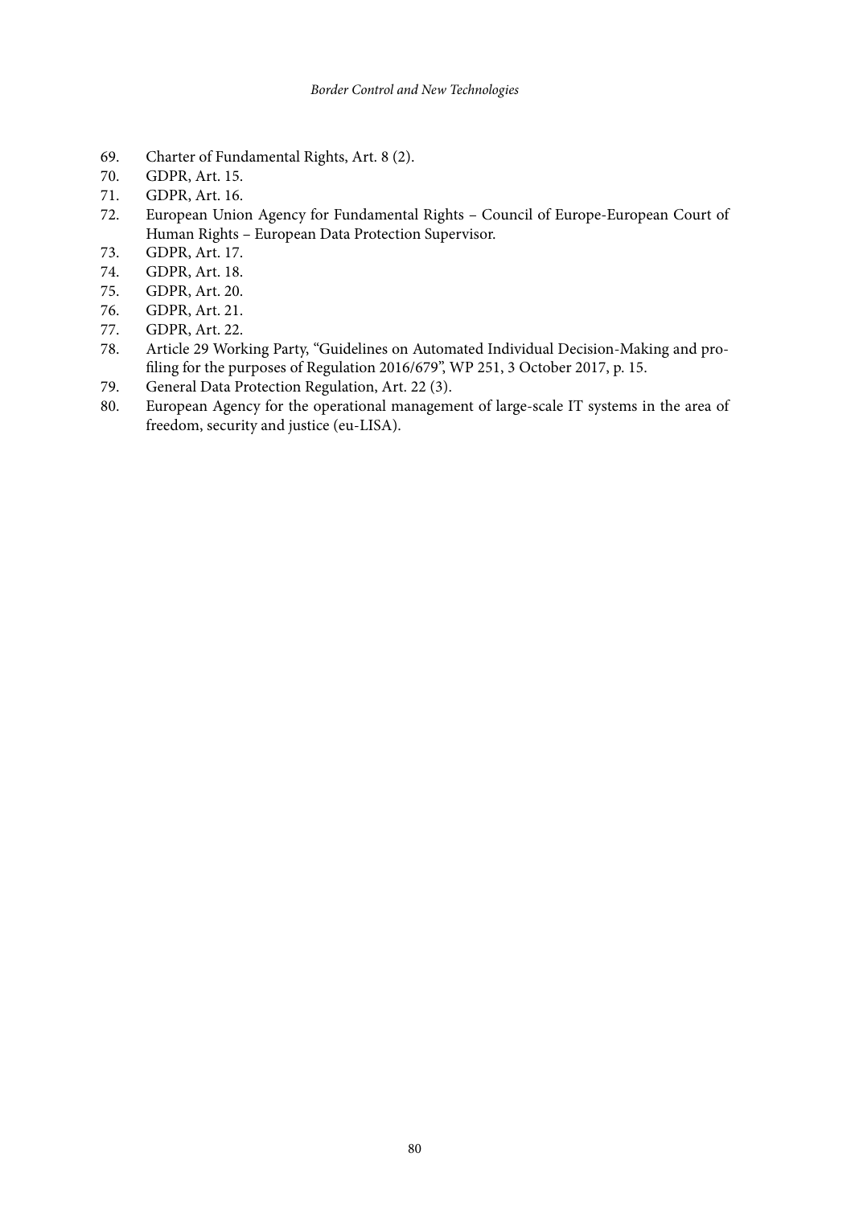69. Charter of Fundamental Rights, Art. 8 (2).
70. GDPR, Art. 15.
71. GDPR, Art. 16.
72. European Union Agency for Fundamental Rights – Council of Europe-European Court of Human Rights – European Data Protection Supervisor.
73. GDPR, Art. 17.
74. GDPR, Art. 18.
75. GDPR, Art. 20.
76. GDPR, Art. 21.
77. GDPR, Art. 22.
78. Article 29 Working Party, "Guidelines on Automated Individual Decision-Making and profiling for the purposes of Regulation 2016/679", WP 251, 3 October 2017, p. 15.
79. General Data Protection Regulation, Art. 22 (3).
80. European Agency for the operational management of large-scale IT systems in the area of freedom, security and justice (eu-LISA).